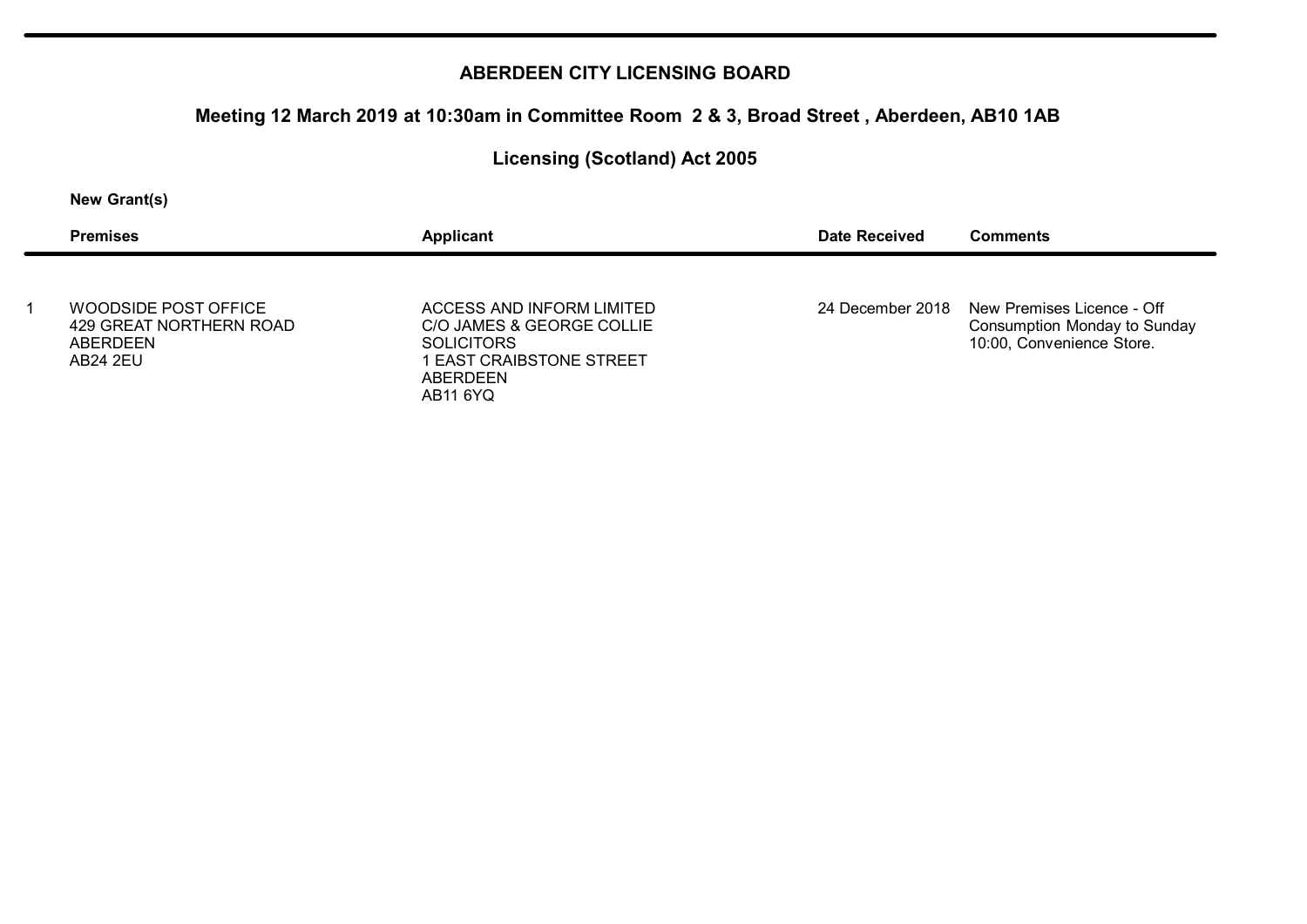# ABERDEEN CITY LICENSING BOARD

## Meeting 12 March 2019 at 10:30am in Committee Room 2 & 3, Broad Street , Aberdeen, AB10 1AB

## Licensing (Scotland) Act 2005

**New Grant(s)**

| | Premises | Applicant | Date Received | Comments |
|---|---|---|---|---|
| 1 | WOODSIDE POST OFFICE<br>429 GREAT NORTHERN ROAD<br>ABERDEEN<br>AB24 2EU | ACCESS AND INFORM LIMITED<br>C/O JAMES & GEORGE COLLIE SOLICITORS<br>1 EAST CRAIBSTONE STREET<br>ABERDEEN<br>AB11 6YQ | 24 December 2018 | New Premises Licence - Off Consumption Monday to Sunday 10:00, Convenience Store. |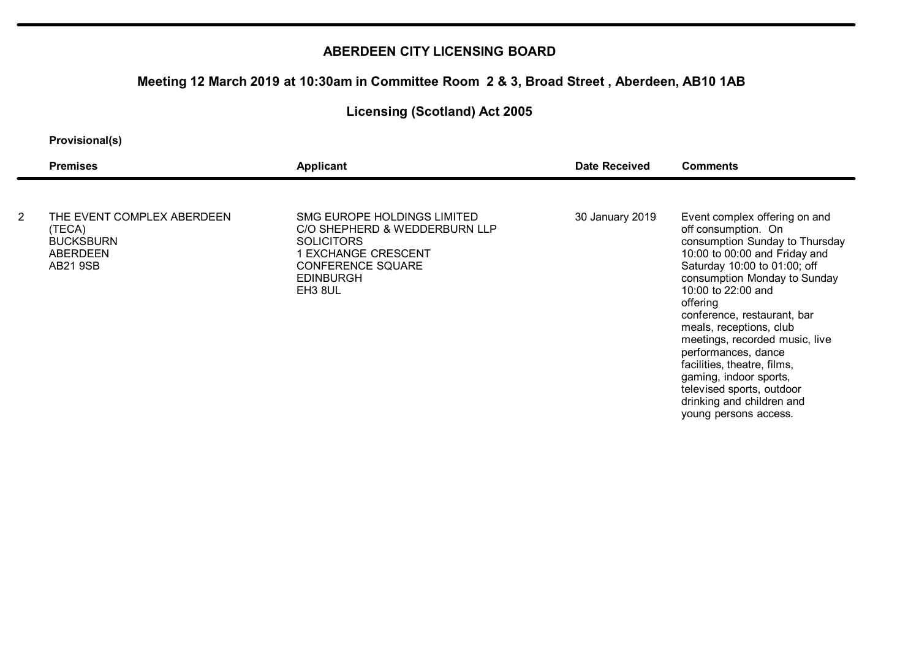# ABERDEEN CITY LICENSING BOARD

## Meeting 12 March 2019 at 10:30am in Committee Room 2 & 3, Broad Street , Aberdeen, AB10 1AB

## Licensing (Scotland) Act 2005

**Provisional(s)**

| | Premises | Applicant | Date Received | Comments |
|---|---|---|---|---|
| 2 | THE EVENT COMPLEX ABERDEEN (TECA) BUCKSBURN ABERDEEN AB21 9SB | SMG EUROPE HOLDINGS LIMITED C/O SHEPHERD & WEDDERBURN LLP SOLICITORS 1 EXCHANGE CRESCENT CONFERENCE SQUARE EDINBURGH EH3 8UL | 30 January 2019 | Event complex offering on and off consumption. On consumption Sunday to Thursday 10:00 to 00:00 and Friday and Saturday 10:00 to 01:00; off consumption Monday to Sunday 10:00 to 22:00 and offering conference, restaurant, bar meals, receptions, club meetings, recorded music, live performances, dance facilities, theatre, films, gaming, indoor sports, televised sports, outdoor drinking and children and young persons access. |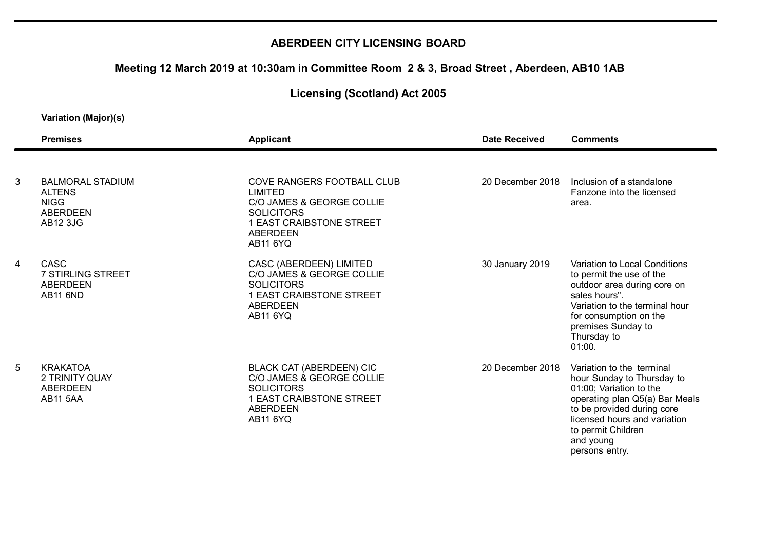**ABERDEEN CITY LICENSING BOARD**

**Meeting 12 March 2019 at 10:30am in Committee Room 2 & 3, Broad Street , Aberdeen, AB10 1AB**

**Licensing (Scotland) Act 2005**

**Variation (Major)(s)**

| | **Premises** | **Applicant** | **Date Received** | **Comments** |
|---|---|---|---|---|
| 3 | BALMORAL STADIUM<br>ALTENS<br>NIGG<br>ABERDEEN<br>AB12 3JG | COVE RANGERS FOOTBALL CLUB LIMITED<br>C/O JAMES & GEORGE COLLIE SOLICITORS<br>1 EAST CRAIBSTONE STREET<br>ABERDEEN<br>AB11 6YQ | 20 December 2018 | Inclusion of a standalone Fanzone into the licensed area. |
| 4 | CASC<br>7 STIRLING STREET<br>ABERDEEN<br>AB11 6ND | CASC (ABERDEEN) LIMITED<br>C/O JAMES & GEORGE COLLIE SOLICITORS<br>1 EAST CRAIBSTONE STREET<br>ABERDEEN<br>AB11 6YQ | 30 January 2019 | Variation to Local Conditions to permit the use of the outdoor area during core on sales hours".<br>Variation to the terminal hour for consumption on the premises Sunday to Thursday to 01:00. |
| 5 | KRAKATOA<br>2 TRINITY QUAY<br>ABERDEEN<br>AB11 5AA | BLACK CAT (ABERDEEN) CIC<br>C/O JAMES & GEORGE COLLIE SOLICITORS<br>1 EAST CRAIBSTONE STREET<br>ABERDEEN<br>AB11 6YQ | 20 December 2018 | Variation to the terminal hour Sunday to Thursday to 01:00; Variation to the operating plan Q5(a) Bar Meals to be provided during core licensed hours and variation to permit Children and young persons entry. |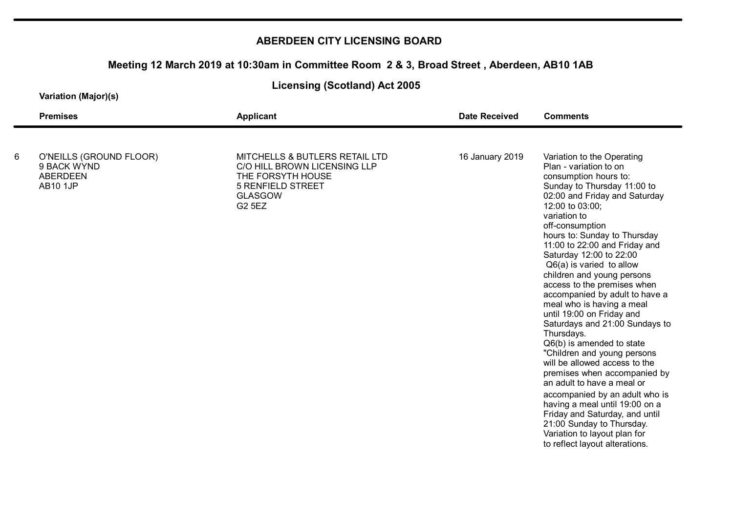# ABERDEEN CITY LICENSING BOARD

## Meeting 12 March 2019 at 10:30am in Committee Room 2 & 3, Broad Street , Aberdeen, AB10 1AB

## Licensing (Scotland) Act 2005

**Variation (Major)(s)**

| | Premises | Applicant | Date Received | Comments |
|---|---|---|---|---|
| 6 | O'NEILLS (GROUND FLOOR)<br>9 BACK WYND<br>ABERDEEN<br>AB10 1JP | MITCHELLS & BUTLERS RETAIL LTD<br>C/O HILL BROWN LICENSING LLP<br>THE FORSYTH HOUSE<br>5 RENFIELD STREET<br>GLASGOW<br>G2 5EZ | 16 January 2019 | Variation to the Operating Plan - variation to on consumption hours to: Sunday to Thursday 11:00 to 02:00 and Friday and Saturday 12:00 to 03:00; variation to off-consumption hours to: Sunday to Thursday 11:00 to 22:00 and Friday and Saturday 12:00 to 22:00 Q6(a) is varied to allow children and young persons access to the premises when accompanied by adult to have a meal who is having a meal until 19:00 on Friday and Saturdays and 21:00 Sundays to Thursdays. Q6(b) is amended to state "Children and young persons will be allowed access to the premises when accompanied by an adult to have a meal or accompanied by an adult who is having a meal until 19:00 on a Friday and Saturday, and until 21:00 Sunday to Thursday. Variation to layout plan for to reflect layout alterations. |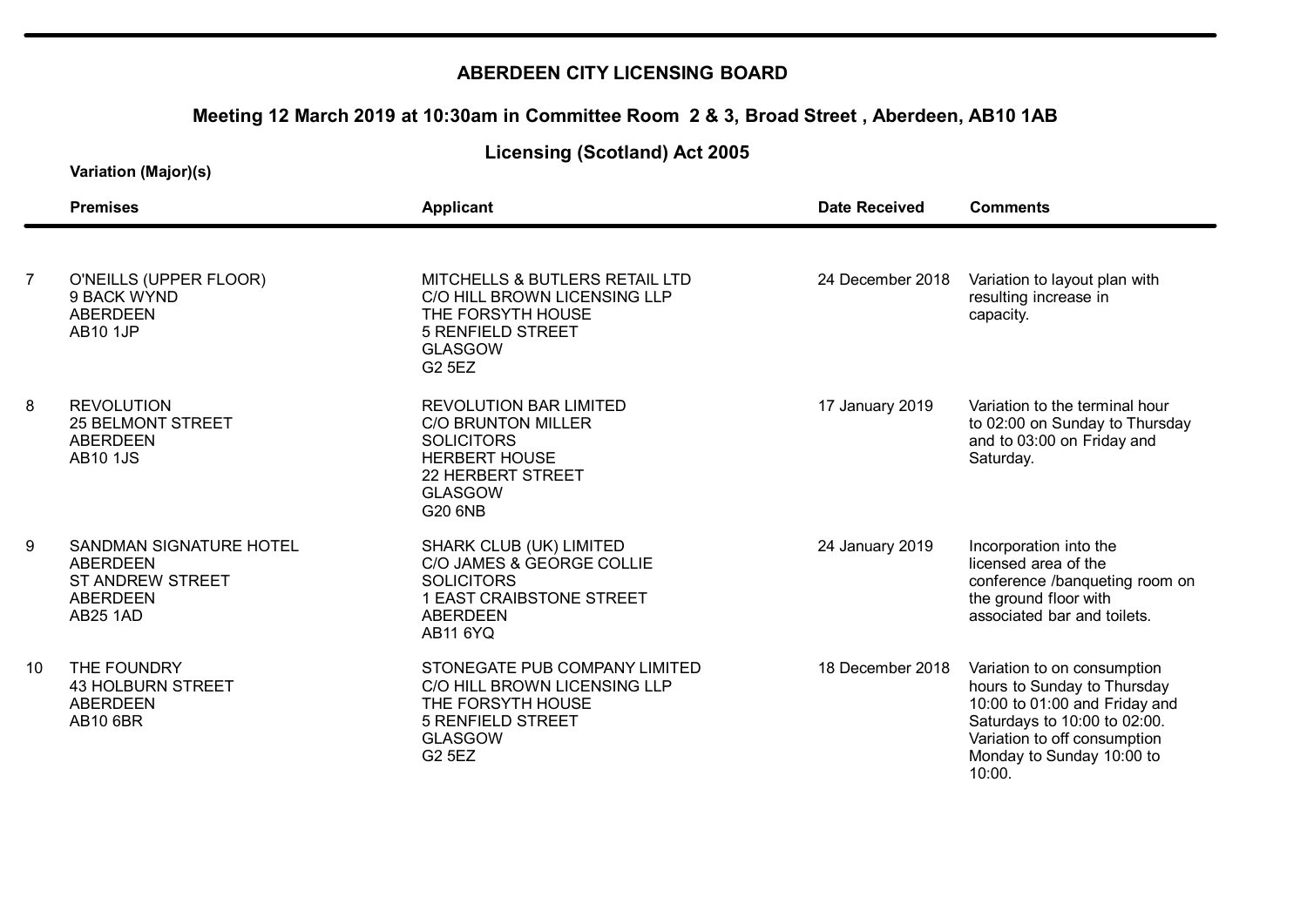# ABERDEEN CITY LICENSING BOARD

## Meeting 12 March 2019 at 10:30am in Committee Room 2 & 3, Broad Street , Aberdeen, AB10 1AB

## Licensing (Scotland) Act 2005

**Variation (Major)(s)**

| | Premises | Applicant | Date Received | Comments |
|---|---|---|---|---|
| 7 | O'NEILLS (UPPER FLOOR)<br>9 BACK WYND<br>ABERDEEN<br>AB10 1JP | MITCHELLS & BUTLERS RETAIL LTD<br>C/O HILL BROWN LICENSING LLP<br>THE FORSYTH HOUSE<br>5 RENFIELD STREET<br>GLASGOW<br>G2 5EZ | 24 December 2018 | Variation to layout plan with resulting increase in capacity. |
| 8 | REVOLUTION<br>25 BELMONT STREET<br>ABERDEEN<br>AB10 1JS | REVOLUTION BAR LIMITED<br>C/O BRUNTON MILLER SOLICITORS<br>HERBERT HOUSE<br>22 HERBERT STREET<br>GLASGOW<br>G20 6NB | 17 January 2019 | Variation to the terminal hour to 02:00 on Sunday to Thursday and to 03:00 on Friday and Saturday. |
| 9 | SANDMAN SIGNATURE HOTEL ABERDEEN<br>ST ANDREW STREET<br>ABERDEEN<br>AB25 1AD | SHARK CLUB (UK) LIMITED<br>C/O JAMES & GEORGE COLLIE SOLICITORS<br>1 EAST CRAIBSTONE STREET<br>ABERDEEN<br>AB11 6YQ | 24 January 2019 | Incorporation into the licensed area of the conference /banqueting room on the ground floor with associated bar and toilets. |
| 10 | THE FOUNDRY<br>43 HOLBURN STREET<br>ABERDEEN<br>AB10 6BR | STONEGATE PUB COMPANY LIMITED<br>C/O HILL BROWN LICENSING LLP<br>THE FORSYTH HOUSE<br>5 RENFIELD STREET<br>GLASGOW<br>G2 5EZ | 18 December 2018 | Variation to on consumption hours to Sunday to Thursday 10:00 to 01:00 and Friday and Saturdays to 10:00 to 02:00. Variation to off consumption Monday to Sunday 10:00 to 10:00. |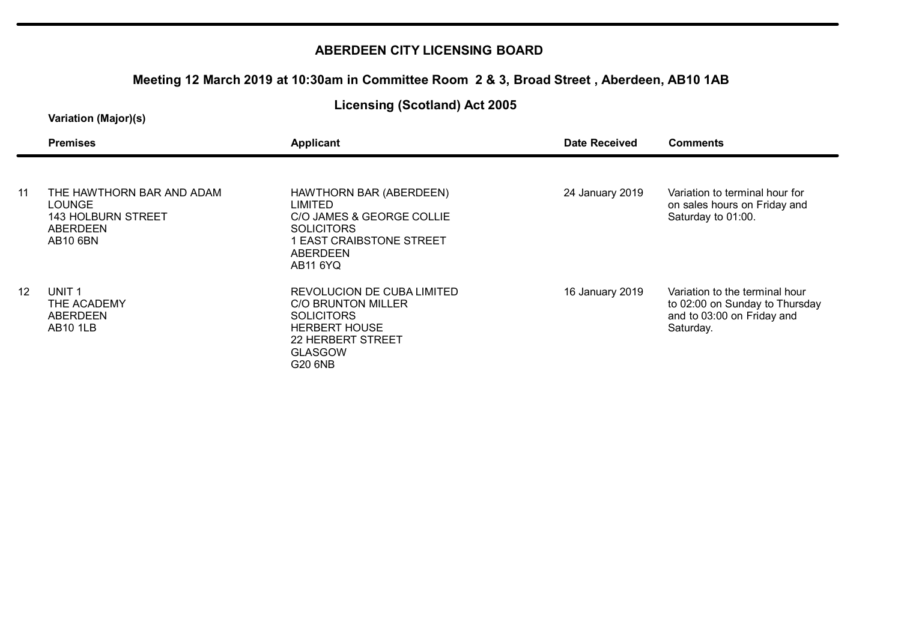**ABERDEEN CITY LICENSING BOARD**

**Meeting 12 March 2019 at 10:30am in Committee Room 2 & 3, Broad Street , Aberdeen, AB10 1AB**

**Licensing (Scotland) Act 2005**

**Variation (Major)(s)**

| | Premises | Applicant | Date Received | Comments |
|---|---|---|---|---|
| 11 | THE HAWTHORN BAR AND ADAM LOUNGE<br>143 HOLBURN STREET<br>ABERDEEN<br>AB10 6BN | HAWTHORN BAR (ABERDEEN) LIMITED<br>C/O JAMES & GEORGE COLLIE SOLICITORS<br>1 EAST CRAIBSTONE STREET<br>ABERDEEN<br>AB11 6YQ | 24 January 2019 | Variation to terminal hour for on sales hours on Friday and Saturday to 01:00. |
| 12 | UNIT 1<br>THE ACADEMY<br>ABERDEEN<br>AB10 1LB | REVOLUCION DE CUBA LIMITED<br>C/O BRUNTON MILLER SOLICITORS<br>HERBERT HOUSE<br>22 HERBERT STREET<br>GLASGOW<br>G20 6NB | 16 January 2019 | Variation to the terminal hour to 02:00 on Sunday to Thursday and to 03:00 on Friday and Saturday. |